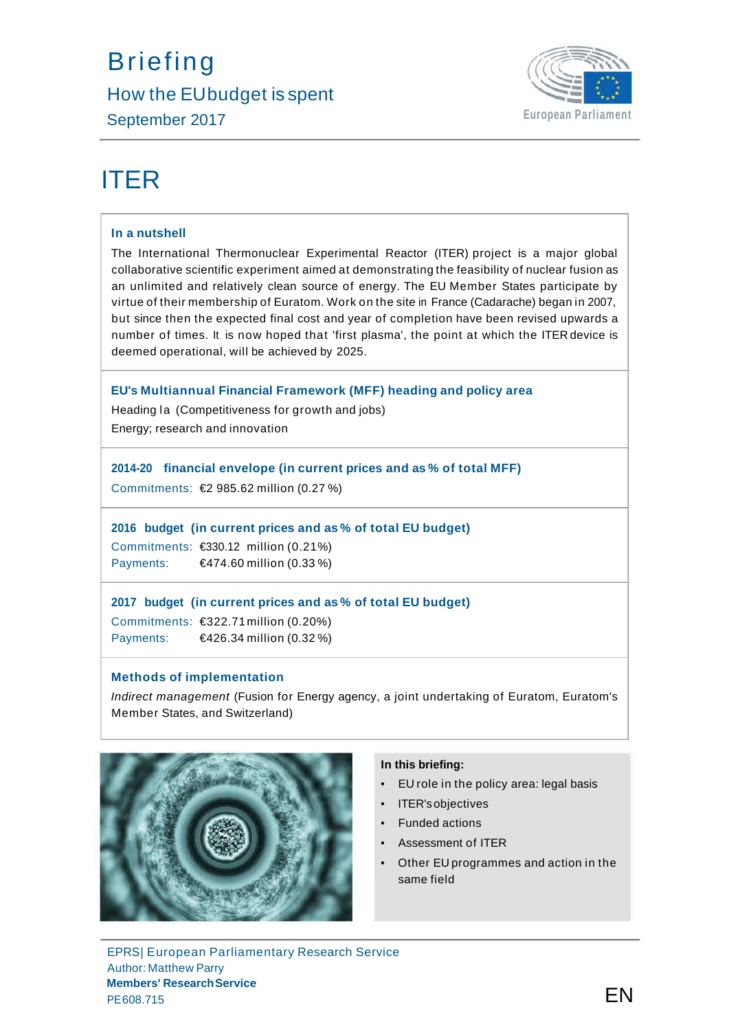# Briefing

## How the EU budget is spent

September 2017

# ITER

### In a nutshell

The International Thermonuclear Experimental Reactor (ITER) project is a major global collaborative scientific experiment aimed at demonstrating the feasibility of nuclear fusion as an unlimited and relatively clean source of energy. The EU Member States participate by virtue of their membership of Euratom. Work on the site in France (Cadarache) began in 2007, but since then the expected final cost and year of completion have been revised upwards a number of times. It is now hoped that 'first plasma', the point at which the ITER device is deemed operational, will be achieved by 2025.

### EU's Multiannual Financial Framework (MFF) heading and policy area

Heading Ia (Competitiveness for growth and jobs)

Energy; research and innovation

### 2014-20 financial envelope (in current prices and as % of total MFF)

Commitments: €2 985.62 million (0.27 %)

### 2016 budget (in current prices and as % of total EU budget)

Commitments: €330.12 million (0.21%)

Payments: €474.60 million (0.33 %)

### 2017 budget (in current prices and as % of total EU budget)

Commitments: €322.71 million (0.20%)

Payments: €426.34 million (0.32 %)

### Methods of implementation

*Indirect management* (Fusion for Energy agency, a joint undertaking of Euratom, Euratom's Member States, and Switzerland)

**In this briefing:**

- EU role in the policy area: legal basis
- ITER's objectives
- Funded actions
- Assessment of ITER
- Other EU programmes and action in the same field

EPRS | European Parliamentary Research Service

Author: Matthew Parry

**Members' Research Service**

PE 608.715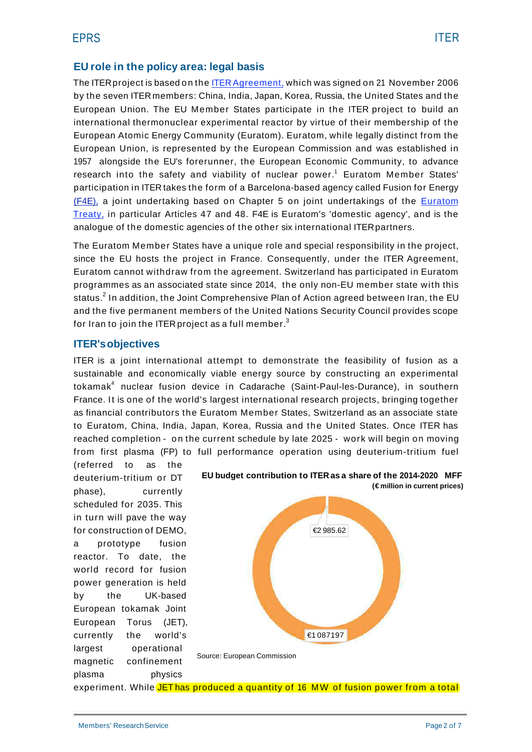## EU role in the policy area: legal basis

The ITER project is based on the ITER Agreement, which was signed on 21 November 2006 by the seven ITER members: China, India, Japan, Korea, Russia, the United States and the European Union. The EU Member States participate in the ITER project to build an international thermonuclear experimental reactor by virtue of their membership of the European Atomic Energy Community (Euratom). Euratom, while legally distinct from the European Union, is represented by the European Commission and was established in 1957 alongside the EU's forerunner, the European Economic Community, to advance research into the safety and viability of nuclear power.[1] Euratom Member States' participation in ITER takes the form of a Barcelona-based agency called Fusion for Energy (F4E), a joint undertaking based on Chapter 5 on joint undertakings of the Euratom Treaty, in particular Articles 47 and 48. F4E is Euratom's 'domestic agency', and is the analogue of the domestic agencies of the other six international ITER partners.

The Euratom Member States have a unique role and special responsibility in the project, since the EU hosts the project in France. Consequently, under the ITER Agreement, Euratom cannot withdraw from the agreement. Switzerland has participated in Euratom programmes as an associated state since 2014, the only non-EU member state with this status.[2] In addition, the Joint Comprehensive Plan of Action agreed between Iran, the EU and the five permanent members of the United Nations Security Council provides scope for Iran to join the ITER project as a full member.[3]

## ITER's objectives

ITER is a joint international attempt to demonstrate the feasibility of fusion as a sustainable and economically viable energy source by constructing an experimental tokamak[4] nuclear fusion device in Cadarache (Saint-Paul-les-Durance), in southern France. It is one of the world's largest international research projects, bringing together as financial contributors the Euratom Member States, Switzerland as an associate state to Euratom, China, India, Japan, Korea, Russia and the United States. Once ITER has reached completion - on the current schedule by late 2025 - work will begin on moving from first plasma (FP) to full performance operation using deuterium-tritium fuel (referred to as the deuterium-tritium or DT phase), currently scheduled for 2035. This in turn will pave the way for construction of DEMO, a prototype fusion reactor. To date, the world record for fusion power generation is held by the UK-based European tokamak Joint European Torus (JET), currently the world's largest operational magnetic confinement plasma physics experiment. While JET has produced a quantity of 16 MW of fusion power from a total

**EU budget contribution to ITER as a share of the 2014-2020 MFF**
**(€ million in current prices)**

€2 985.62

€1 087197

Source: European Commission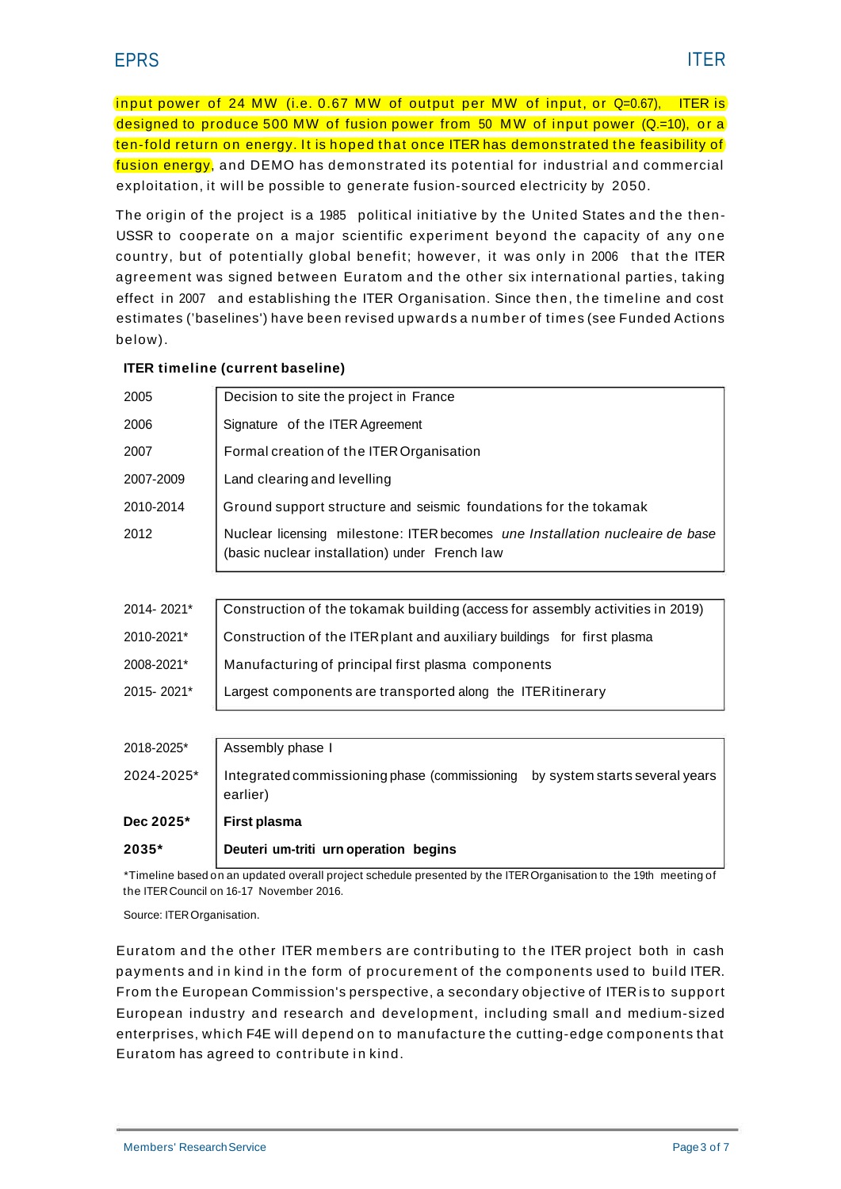input power of 24 MW (i.e. 0.67 MW of output per MW of input, or Q=0.67), ITER is designed to produce 500 MW of fusion power from 50 MW of input power (Q.=10), or a ten-fold return on energy. It is hoped that once ITER has demonstrated the feasibility of fusion energy, and DEMO has demonstrated its potential for industrial and commercial exploitation, it will be possible to generate fusion-sourced electricity by 2050.

The origin of the project is a 1985 political initiative by the United States and the then-USSR to cooperate on a major scientific experiment beyond the capacity of any one country, but of potentially global benefit; however, it was only in 2006 that the ITER agreement was signed between Euratom and the other six international parties, taking effect in 2007 and establishing the ITER Organisation. Since then, the timeline and cost estimates ('baselines') have been revised upwards a number of times (see Funded Actions below).

**ITER timeline (current baseline)**

| | |
|---|---|
| 2005 | Decision to site the project in France |
| 2006 | Signature of the ITER Agreement |
| 2007 | Formal creation of the ITER Organisation |
| 2007-2009 | Land clearing and levelling |
| 2010-2014 | Ground support structure and seismic foundations for the tokamak |
| 2012 | Nuclear licensing milestone: ITER becomes *une Installation nucleaire de base* (basic nuclear installation) under French law |
| 2014- 2021* | Construction of the tokamak building (access for assembly activities in 2019) |
| 2010-2021* | Construction of the ITER plant and auxiliary buildings for first plasma |
| 2008-2021* | Manufacturing of principal first plasma components |
| 2015- 2021* | Largest components are transported along the ITER itinerary |
| 2018-2025* | Assembly phase I |
| 2024-2025* | Integrated commissioning phase (commissioning by system starts several years earlier) |
| **Dec 2025*** | **First plasma** |
| **2035*** | **Deuterium-tritium operation begins** |

*Timeline based on an updated overall project schedule presented by the ITER Organisation to the 19th meeting of the ITER Council on 16-17 November 2016.

Source: ITER Organisation.

Euratom and the other ITER members are contributing to the ITER project both in cash payments and in kind in the form of procurement of the components used to build ITER. From the European Commission's perspective, a secondary objective of ITER is to support European industry and research and development, including small and medium-sized enterprises, which F4E will depend on to manufacture the cutting-edge components that Euratom has agreed to contribute in kind.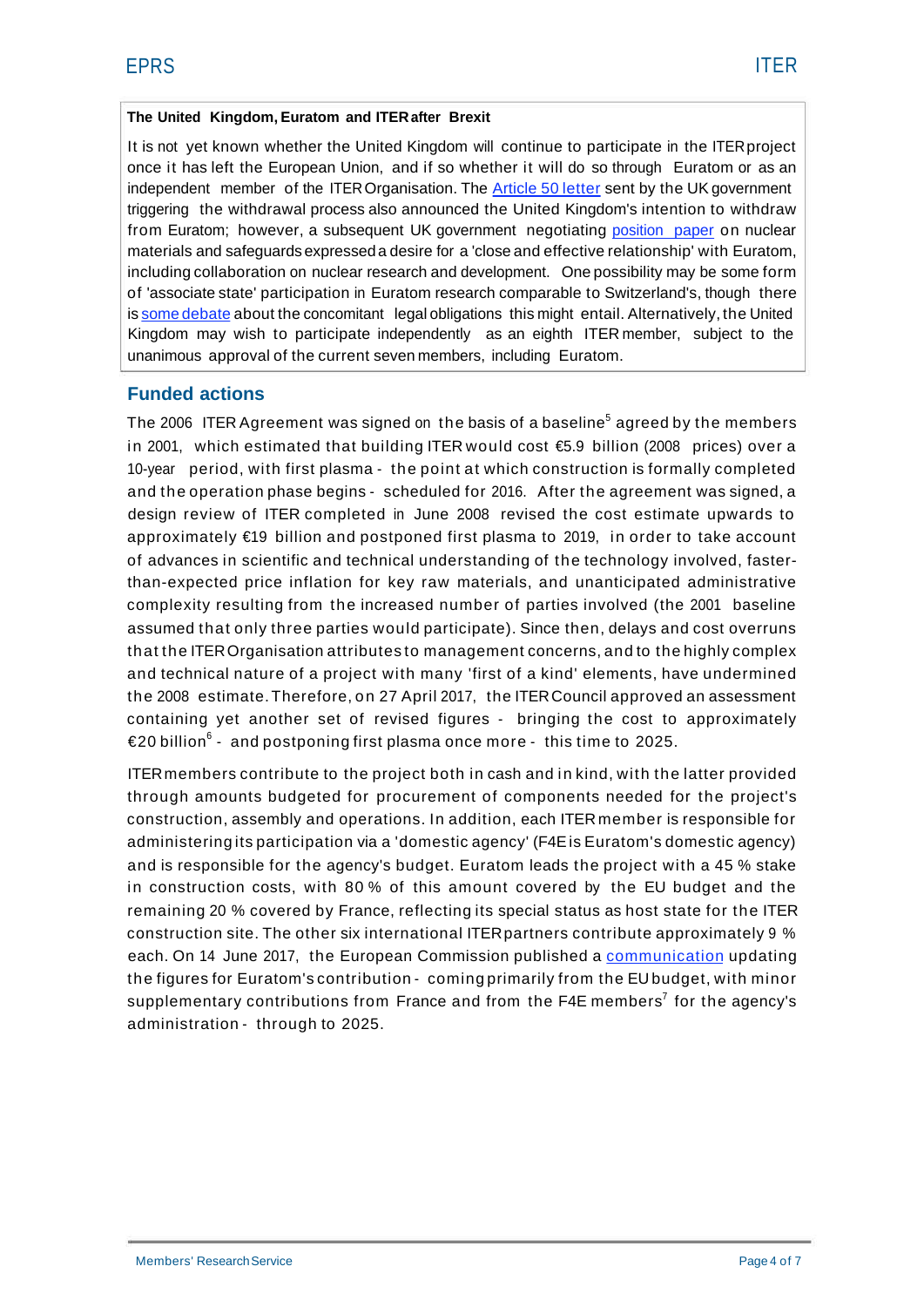**The United Kingdom, Euratom and ITER after Brexit**

It is not yet known whether the United Kingdom will continue to participate in the ITER project once it has left the European Union, and if so whether it will do so through Euratom or as an independent member of the ITER Organisation. The Article 50 letter sent by the UK government triggering the withdrawal process also announced the United Kingdom's intention to withdraw from Euratom; however, a subsequent UK government negotiating position paper on nuclear materials and safeguards expressed a desire for a 'close and effective relationship' with Euratom, including collaboration on nuclear research and development. One possibility may be some form of 'associate state' participation in Euratom research comparable to Switzerland's, though there is some debate about the concomitant legal obligations this might entail. Alternatively, the United Kingdom may wish to participate independently as an eighth ITER member, subject to the unanimous approval of the current seven members, including Euratom.

## Funded actions

The 2006 ITER Agreement was signed on the basis of a baseline[5] agreed by the members in 2001, which estimated that building ITER would cost €5.9 billion (2008 prices) over a 10-year period, with first plasma - the point at which construction is formally completed and the operation phase begins - scheduled for 2016. After the agreement was signed, a design review of ITER completed in June 2008 revised the cost estimate upwards to approximately €19 billion and postponed first plasma to 2019, in order to take account of advances in scientific and technical understanding of the technology involved, faster-than-expected price inflation for key raw materials, and unanticipated administrative complexity resulting from the increased number of parties involved (the 2001 baseline assumed that only three parties would participate). Since then, delays and cost overruns that the ITER Organisation attributes to management concerns, and to the highly complex and technical nature of a project with many 'first of a kind' elements, have undermined the 2008 estimate. Therefore, on 27 April 2017, the ITER Council approved an assessment containing yet another set of revised figures - bringing the cost to approximately €20 billion[6] - and postponing first plasma once more - this time to 2025.

ITER members contribute to the project both in cash and in kind, with the latter provided through amounts budgeted for procurement of components needed for the project's construction, assembly and operations. In addition, each ITER member is responsible for administering its participation via a 'domestic agency' (F4E is Euratom's domestic agency) and is responsible for the agency's budget. Euratom leads the project with a 45 % stake in construction costs, with 80 % of this amount covered by the EU budget and the remaining 20 % covered by France, reflecting its special status as host state for the ITER construction site. The other six international ITER partners contribute approximately 9 % each. On 14 June 2017, the European Commission published a communication updating the figures for Euratom's contribution - coming primarily from the EU budget, with minor supplementary contributions from France and from the F4E members[7] for the agency's administration - through to 2025.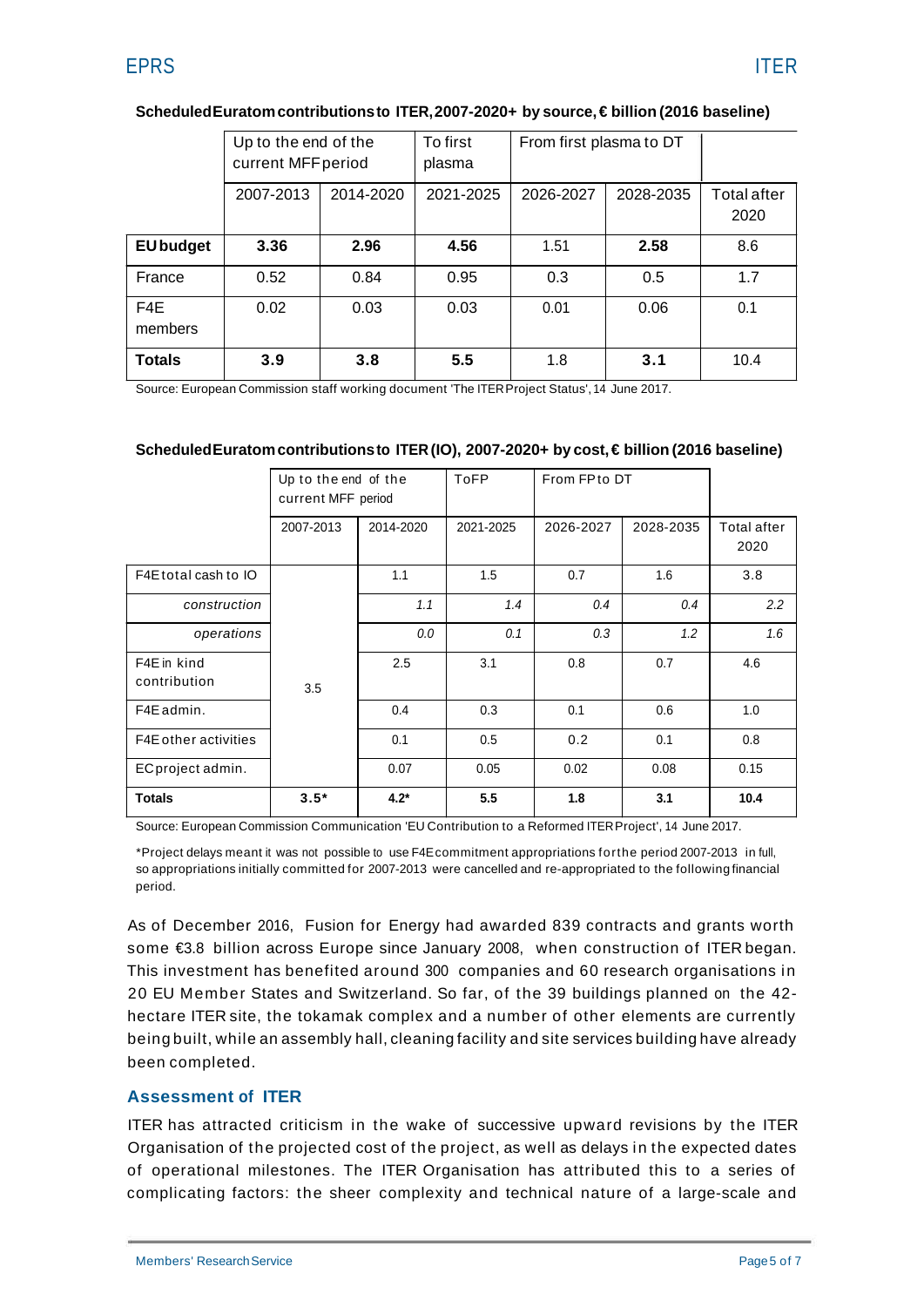**Scheduled Euratom contributions to ITER, 2007-2020+ by source, € billion (2016 baseline)**

| | Up to the end of the current MFF period | | To first plasma | From first plasma to DT | | |
|---|---|---|---|---|---|---|
| | 2007-2013 | 2014-2020 | 2021-2025 | 2026-2027 | 2028-2035 | Total after 2020 |
| **EU budget** | **3.36** | **2.96** | **4.56** | 1.51 | **2.58** | 8.6 |
| France | 0.52 | 0.84 | 0.95 | 0.3 | 0.5 | 1.7 |
| F4E members | 0.02 | 0.03 | 0.03 | 0.01 | 0.06 | 0.1 |
| **Totals** | **3.9** | **3.8** | **5.5** | 1.8 | **3.1** | 10.4 |

Source: European Commission staff working document 'The ITER Project Status', 14 June 2017.

**Scheduled Euratom contributions to ITER (IO), 2007-2020+ by cost, € billion (2016 baseline)**

| | Up to the end of the current MFF period | | ToFP | From FP to DT | | |
|---|---|---|---|---|---|---|
| | 2007-2013 | 2014-2020 | 2021-2025 | 2026-2027 | 2028-2035 | Total after 2020 |
| F4E total cash to IO | 3.5 | 1.1 | 1.5 | 0.7 | 1.6 | 3.8 |
| *construction* | | *1.1* | *1.4* | *0.4* | *0.4* | *2.2* |
| *operations* | | *0.0* | *0.1* | *0.3* | *1.2* | *1.6* |
| F4E in kind contribution | | 2.5 | 3.1 | 0.8 | 0.7 | 4.6 |
| F4E admin. | | 0.4 | 0.3 | 0.1 | 0.6 | 1.0 |
| F4E other activities | | 0.1 | 0.5 | 0.2 | 0.1 | 0.8 |
| EC project admin. | | 0.07 | 0.05 | 0.02 | 0.08 | 0.15 |
| **Totals** | **3.5*** | **4.2*** | **5.5** | **1.8** | **3.1** | **10.4** |

Source: European Commission Communication 'EU Contribution to a Reformed ITER Project', 14 June 2017.

*Project delays meant it was not possible to use F4E commitment appropriations for the period 2007-2013 in full, so appropriations initially committed for 2007-2013 were cancelled and re-appropriated to the following financial period.

As of December 2016, Fusion for Energy had awarded 839 contracts and grants worth some €3.8 billion across Europe since January 2008, when construction of ITER began. This investment has benefited around 300 companies and 60 research organisations in 20 EU Member States and Switzerland. So far, of the 39 buildings planned on the 42-hectare ITER site, the tokamak complex and a number of other elements are currently being built, while an assembly hall, cleaning facility and site services building have already been completed.

### Assessment of ITER

ITER has attracted criticism in the wake of successive upward revisions by the ITER Organisation of the projected cost of the project, as well as delays in the expected dates of operational milestones. The ITER Organisation has attributed this to a series of complicating factors: the sheer complexity and technical nature of a large-scale and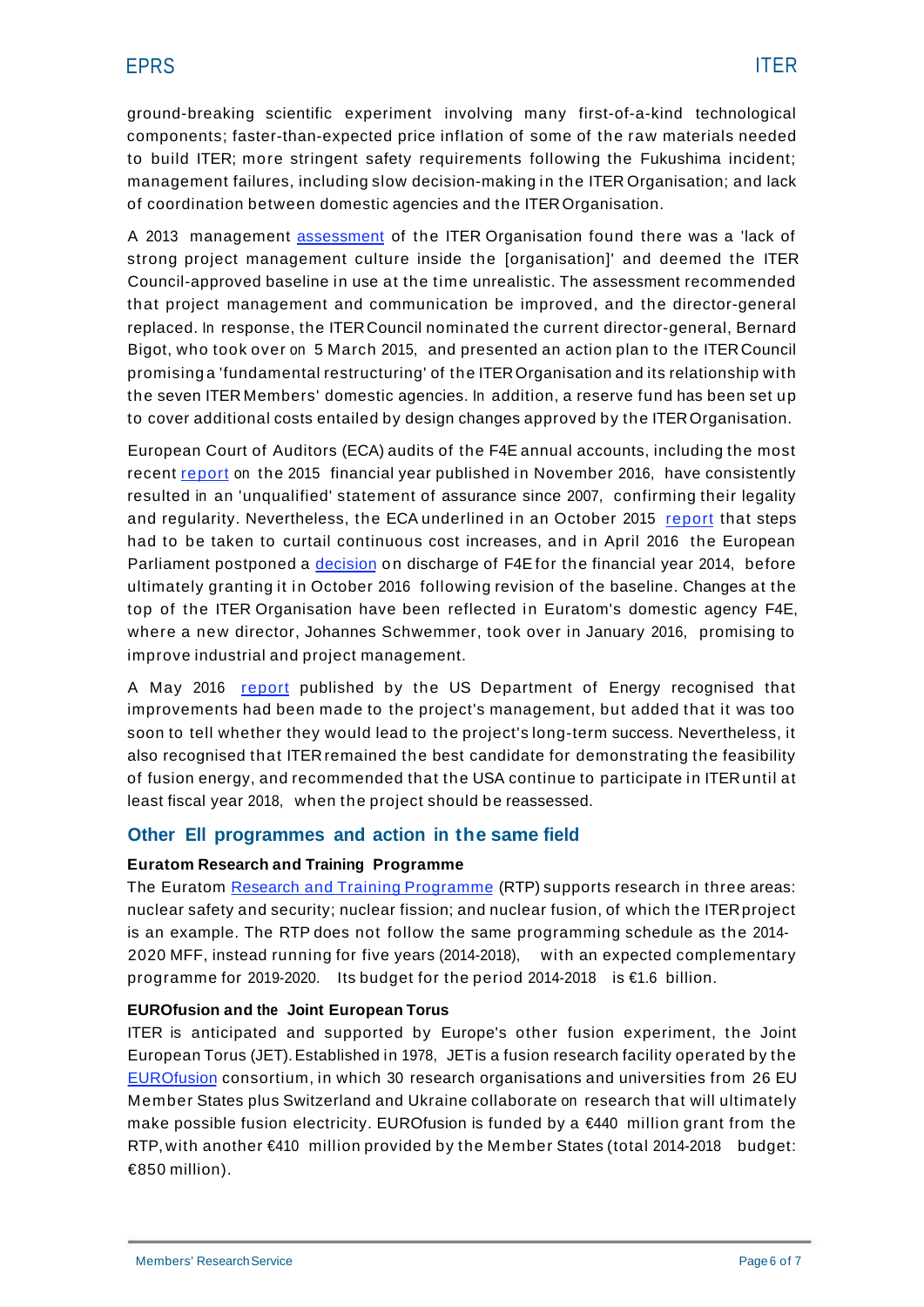ground-breaking scientific experiment involving many first-of-a-kind technological components; faster-than-expected price inflation of some of the raw materials needed to build ITER; more stringent safety requirements following the Fukushima incident; management failures, including slow decision-making in the ITER Organisation; and lack of coordination between domestic agencies and the ITER Organisation.

A 2013 management assessment of the ITER Organisation found there was a 'lack of strong project management culture inside the [organisation]' and deemed the ITER Council-approved baseline in use at the time unrealistic. The assessment recommended that project management and communication be improved, and the director-general replaced. In response, the ITER Council nominated the current director-general, Bernard Bigot, who took over on 5 March 2015, and presented an action plan to the ITER Council promising a 'fundamental restructuring' of the ITER Organisation and its relationship with the seven ITER Members' domestic agencies. In addition, a reserve fund has been set up to cover additional costs entailed by design changes approved by the ITER Organisation.

European Court of Auditors (ECA) audits of the F4E annual accounts, including the most recent report on the 2015 financial year published in November 2016, have consistently resulted in an 'unqualified' statement of assurance since 2007, confirming their legality and regularity. Nevertheless, the ECA underlined in an October 2015 report that steps had to be taken to curtail continuous cost increases, and in April 2016 the European Parliament postponed a decision on discharge of F4E for the financial year 2014, before ultimately granting it in October 2016 following revision of the baseline. Changes at the top of the ITER Organisation have been reflected in Euratom's domestic agency F4E, where a new director, Johannes Schwemmer, took over in January 2016, promising to improve industrial and project management.

A May 2016 report published by the US Department of Energy recognised that improvements had been made to the project's management, but added that it was too soon to tell whether they would lead to the project's long-term success. Nevertheless, it also recognised that ITER remained the best candidate for demonstrating the feasibility of fusion energy, and recommended that the USA continue to participate in ITER until at least fiscal year 2018, when the project should be reassessed.

## Other EU programmes and action in the same field

**Euratom Research and Training Programme**

The Euratom Research and Training Programme (RTP) supports research in three areas: nuclear safety and security; nuclear fission; and nuclear fusion, of which the ITER project is an example. The RTP does not follow the same programming schedule as the 2014-2020 MFF, instead running for five years (2014-2018), with an expected complementary programme for 2019-2020. Its budget for the period 2014-2018 is €1.6 billion.

**EUROfusion and the Joint European Torus**

ITER is anticipated and supported by Europe's other fusion experiment, the Joint European Torus (JET). Established in 1978, JET is a fusion research facility operated by the EUROfusion consortium, in which 30 research organisations and universities from 26 EU Member States plus Switzerland and Ukraine collaborate on research that will ultimately make possible fusion electricity. EUROfusion is funded by a €440 million grant from the RTP, with another €410 million provided by the Member States (total 2014-2018 budget: €850 million).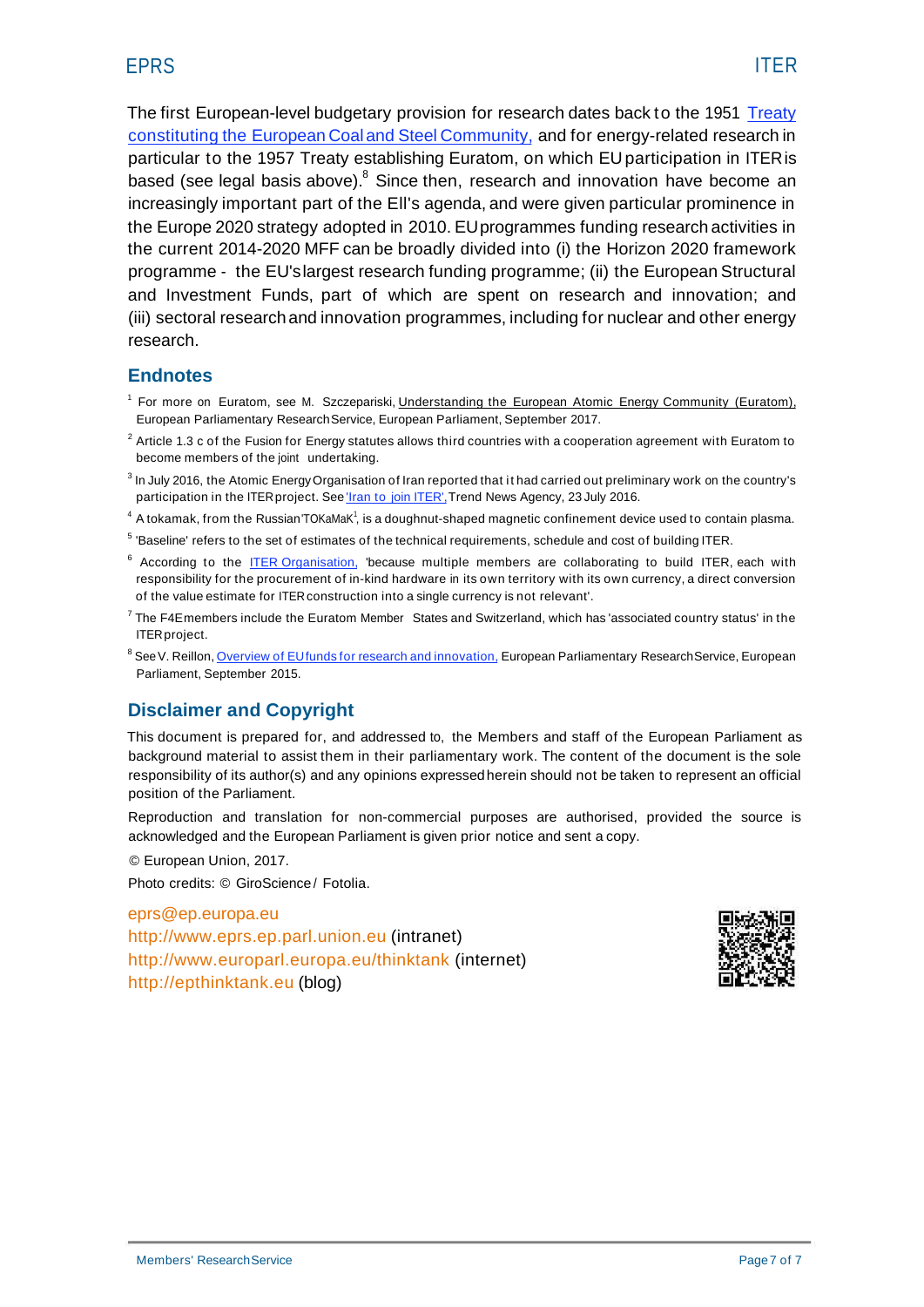The first European-level budgetary provision for research dates back to the 1951 Treaty constituting the European Coal and Steel Community, and for energy-related research in particular to the 1957 Treaty establishing Euratom, on which EU participation in ITER is based (see legal basis above).[8] Since then, research and innovation have become an increasingly important part of the EU's agenda, and were given particular prominence in the Europe 2020 strategy adopted in 2010. EU programmes funding research activities in the current 2014-2020 MFF can be broadly divided into (i) the Horizon 2020 framework programme - the EU's largest research funding programme; (ii) the European Structural and Investment Funds, part of which are spent on research and innovation; and (iii) sectoral research and innovation programmes, including for nuclear and other energy research.

## Endnotes

[1] For more on Euratom, see M. Szczepariski, Understanding the European Atomic Energy Community (Euratom), European Parliamentary Research Service, European Parliament, September 2017.

[2] Article 1.3 c of the Fusion for Energy statutes allows third countries with a cooperation agreement with Euratom to become members of the joint undertaking.

[3] In July 2016, the Atomic Energy Organisation of Iran reported that it had carried out preliminary work on the country's participation in the ITER project. See 'Iran to join ITER', Trend News Agency, 23 July 2016.

[4] A tokamak, from the Russian 'TOKaMaK', is a doughnut-shaped magnetic confinement device used to contain plasma.

[5] 'Baseline' refers to the set of estimates of the technical requirements, schedule and cost of building ITER.

[6] According to the ITER Organisation, 'because multiple members are collaborating to build ITER, each with responsibility for the procurement of in-kind hardware in its own territory with its own currency, a direct conversion of the value estimate for ITER construction into a single currency is not relevant'.

[7] The F4E members include the Euratom Member States and Switzerland, which has 'associated country status' in the ITER project.

[8] See V. Reillon, Overview of EU funds for research and innovation, European Parliamentary Research Service, European Parliament, September 2015.

## Disclaimer and Copyright

This document is prepared for, and addressed to, the Members and staff of the European Parliament as background material to assist them in their parliamentary work. The content of the document is the sole responsibility of its author(s) and any opinions expressed herein should not be taken to represent an official position of the Parliament.

Reproduction and translation for non-commercial purposes are authorised, provided the source is acknowledged and the European Parliament is given prior notice and sent a copy.

© European Union, 2017.

Photo credits: © GiroScience / Fotolia.

eprs@ep.europa.eu
http://www.eprs.ep.parl.union.eu (intranet)
http://www.europarl.europa.eu/thinktank (internet)
http://epthinktank.eu (blog)